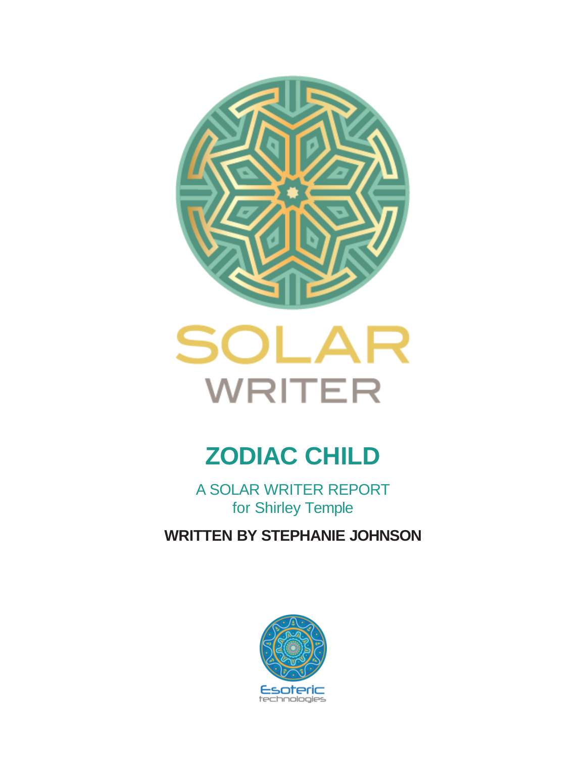SOLAR
WRITER

# ZODIAC CHILD

A SOLAR WRITER REPORT
for Shirley Temple

**WRITTEN BY STEPHANIE JOHNSON**

Esoteric
technologies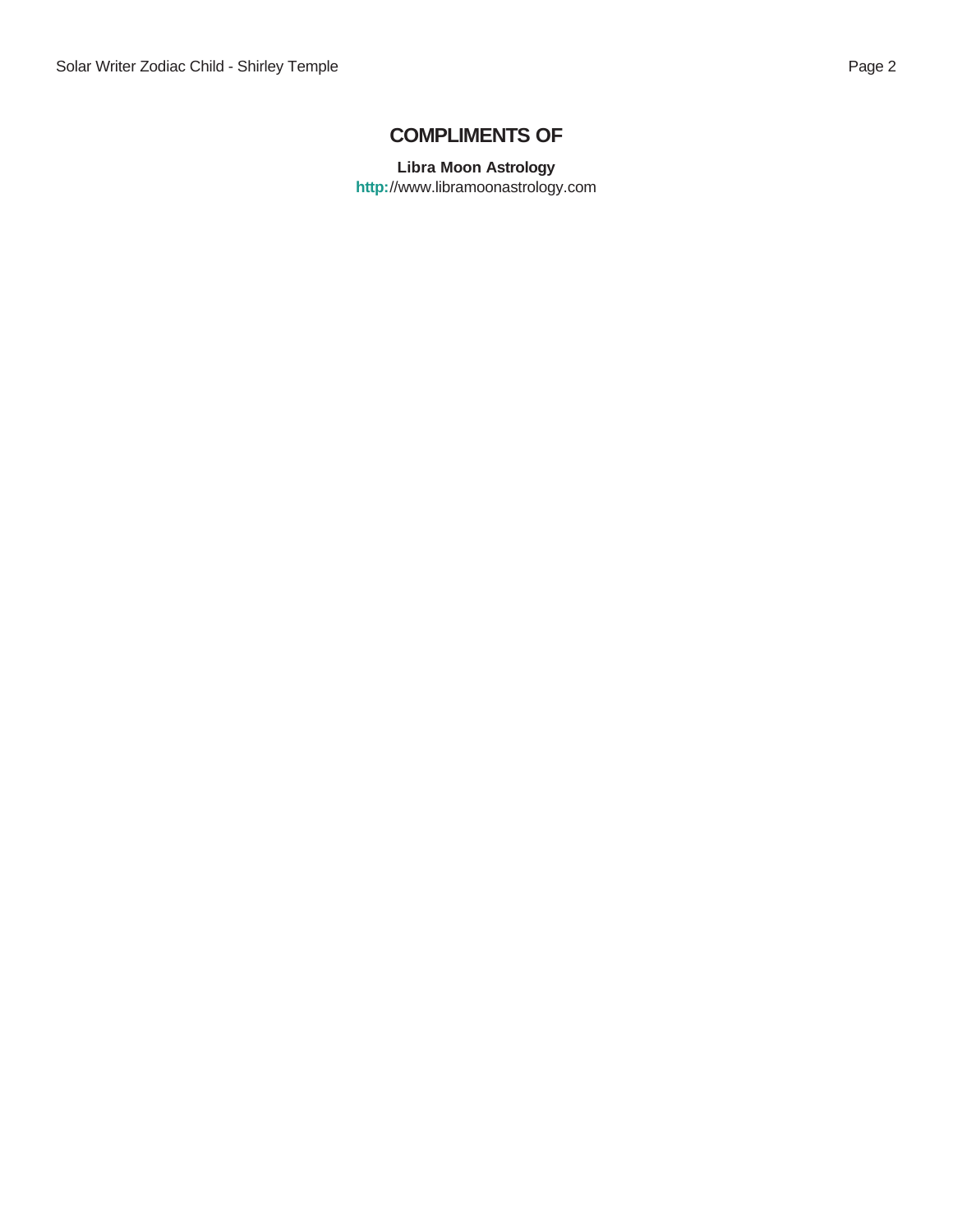## COMPLIMENTS OF

**Libra Moon Astrology**
**http:**//www.libramoonastrology.com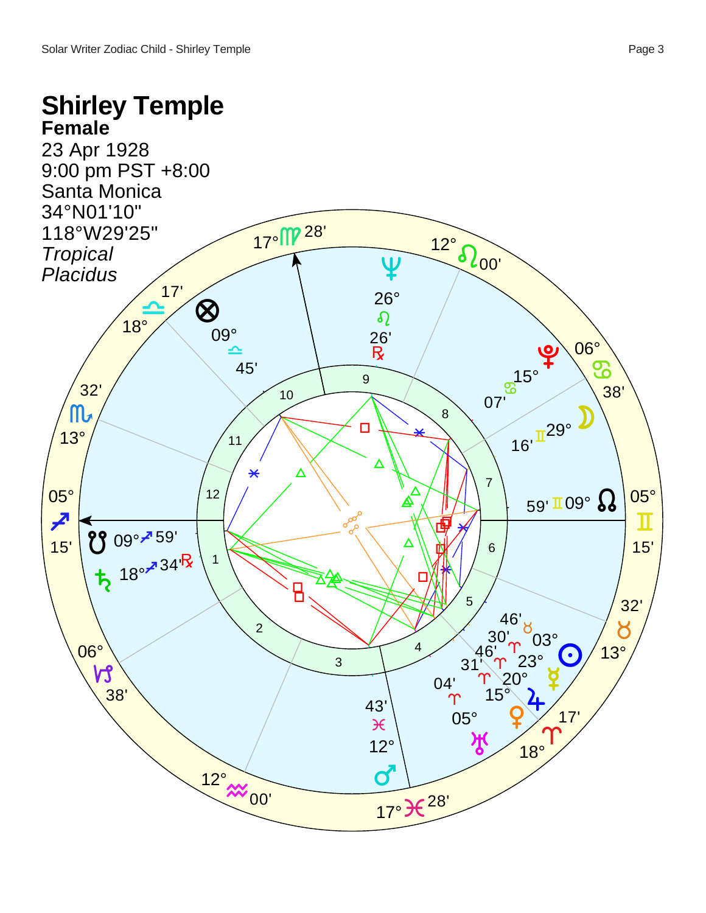# Shirley Temple

**Female**

23 Apr 1928
9:00 pm PST +8:00
Santa Monica
34°N01'10"
118°W29'25"
*Tropical*
*Placidus*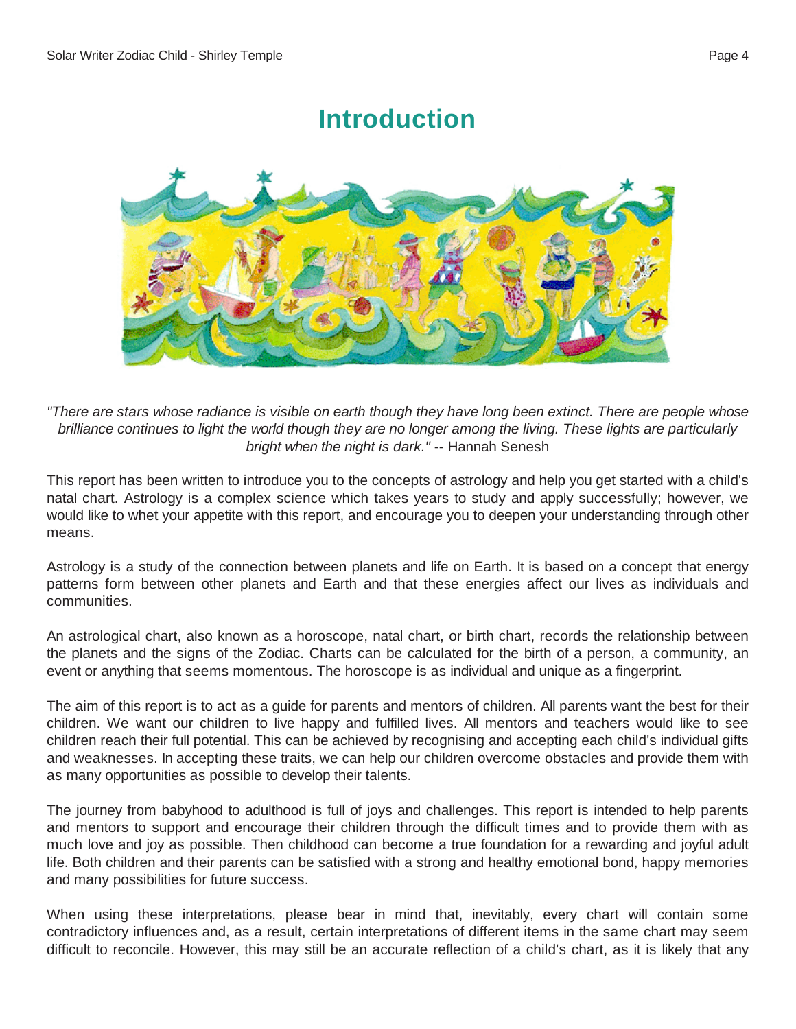# Introduction

*"There are stars whose radiance is visible on earth though they have long been extinct. There are people whose brilliance continues to light the world though they are no longer among the living. These lights are particularly bright when the night is dark."* -- Hannah Senesh

This report has been written to introduce you to the concepts of astrology and help you get started with a child's natal chart. Astrology is a complex science which takes years to study and apply successfully; however, we would like to whet your appetite with this report, and encourage you to deepen your understanding through other means.

Astrology is a study of the connection between planets and life on Earth. It is based on a concept that energy patterns form between other planets and Earth and that these energies affect our lives as individuals and communities.

An astrological chart, also known as a horoscope, natal chart, or birth chart, records the relationship between the planets and the signs of the Zodiac. Charts can be calculated for the birth of a person, a community, an event or anything that seems momentous. The horoscope is as individual and unique as a fingerprint.

The aim of this report is to act as a guide for parents and mentors of children. All parents want the best for their children. We want our children to live happy and fulfilled lives. All mentors and teachers would like to see children reach their full potential. This can be achieved by recognising and accepting each child's individual gifts and weaknesses. In accepting these traits, we can help our children overcome obstacles and provide them with as many opportunities as possible to develop their talents.

The journey from babyhood to adulthood is full of joys and challenges. This report is intended to help parents and mentors to support and encourage their children through the difficult times and to provide them with as much love and joy as possible. Then childhood can become a true foundation for a rewarding and joyful adult life. Both children and their parents can be satisfied with a strong and healthy emotional bond, happy memories and many possibilities for future success.

When using these interpretations, please bear in mind that, inevitably, every chart will contain some contradictory influences and, as a result, certain interpretations of different items in the same chart may seem difficult to reconcile. However, this may still be an accurate reflection of a child's chart, as it is likely that any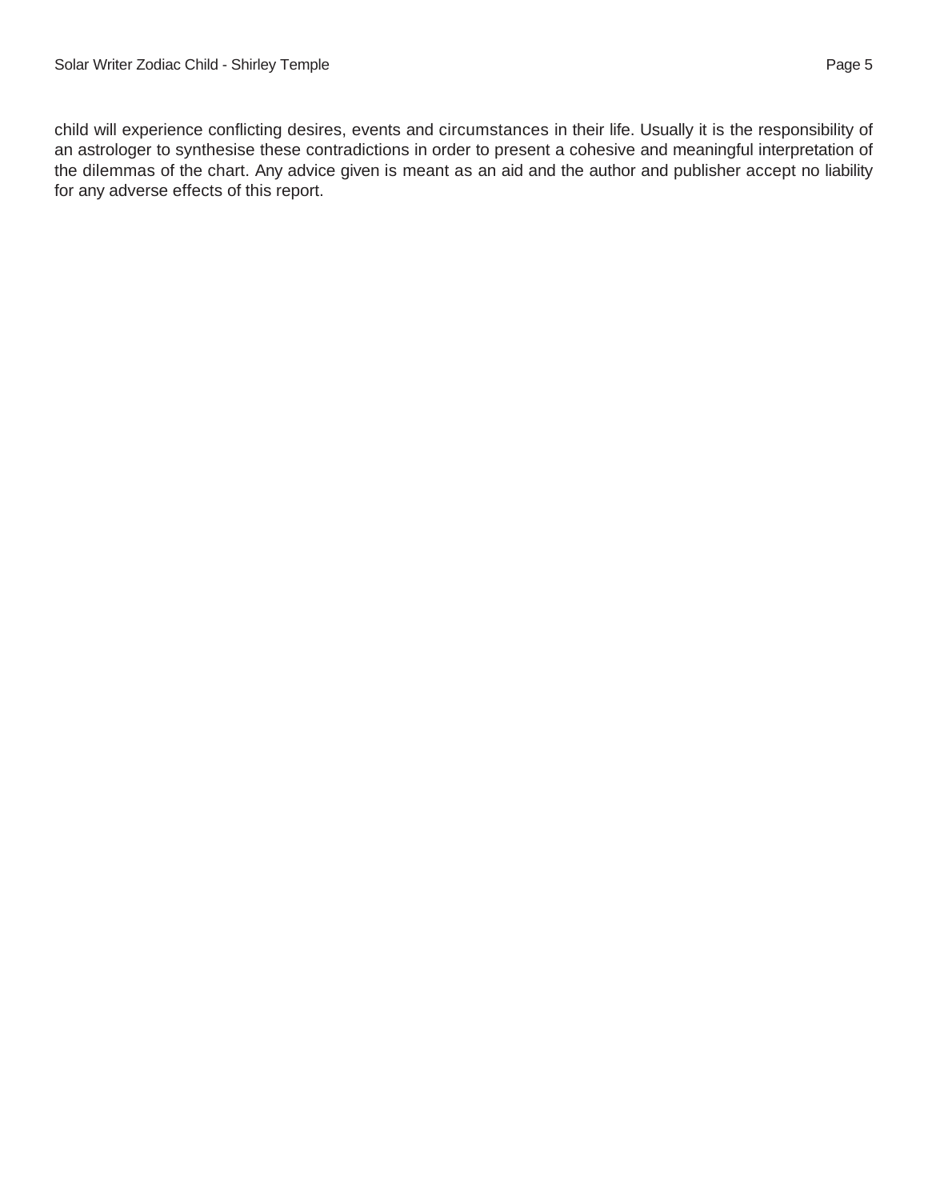child will experience conflicting desires, events and circumstances in their life. Usually it is the responsibility of an astrologer to synthesise these contradictions in order to present a cohesive and meaningful interpretation of the dilemmas of the chart. Any advice given is meant as an aid and the author and publisher accept no liability for any adverse effects of this report.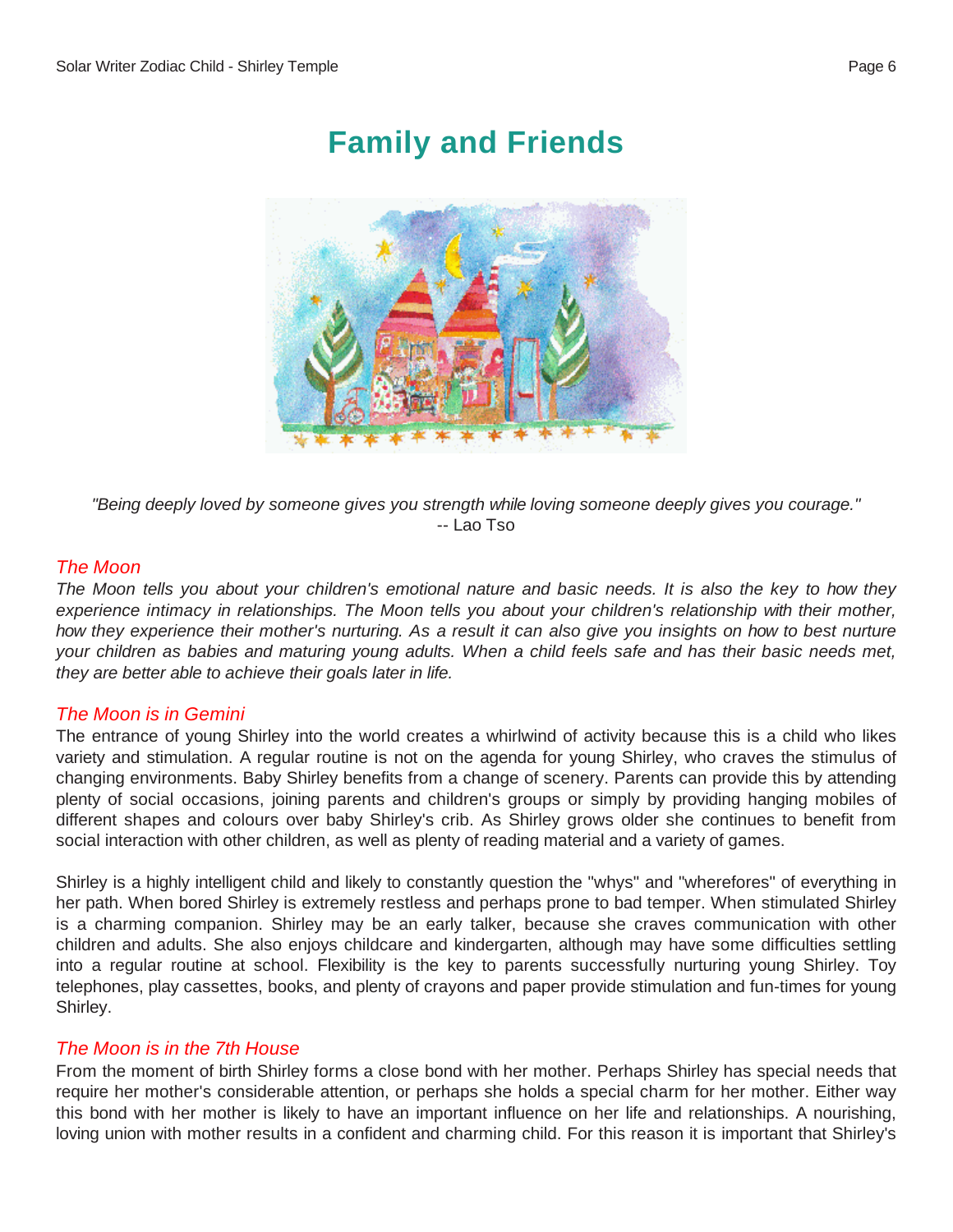# Family and Friends

*"Being deeply loved by someone gives you strength while loving someone deeply gives you courage."*
-- Lao Tso

### *The Moon*

*The Moon tells you about your children's emotional nature and basic needs. It is also the key to how they experience intimacy in relationships. The Moon tells you about your children's relationship with their mother, how they experience their mother's nurturing. As a result it can also give you insights on how to best nurture your children as babies and maturing young adults. When a child feels safe and has their basic needs met, they are better able to achieve their goals later in life.*

### *The Moon is in Gemini*

The entrance of young Shirley into the world creates a whirlwind of activity because this is a child who likes variety and stimulation. A regular routine is not on the agenda for young Shirley, who craves the stimulus of changing environments. Baby Shirley benefits from a change of scenery. Parents can provide this by attending plenty of social occasions, joining parents and children's groups or simply by providing hanging mobiles of different shapes and colours over baby Shirley's crib. As Shirley grows older she continues to benefit from social interaction with other children, as well as plenty of reading material and a variety of games.

Shirley is a highly intelligent child and likely to constantly question the "whys" and "wherefores" of everything in her path. When bored Shirley is extremely restless and perhaps prone to bad temper. When stimulated Shirley is a charming companion. Shirley may be an early talker, because she craves communication with other children and adults. She also enjoys childcare and kindergarten, although may have some difficulties settling into a regular routine at school. Flexibility is the key to parents successfully nurturing young Shirley. Toy telephones, play cassettes, books, and plenty of crayons and paper provide stimulation and fun-times for young Shirley.

### *The Moon is in the 7th House*

From the moment of birth Shirley forms a close bond with her mother. Perhaps Shirley has special needs that require her mother's considerable attention, or perhaps she holds a special charm for her mother. Either way this bond with her mother is likely to have an important influence on her life and relationships. A nourishing, loving union with mother results in a confident and charming child. For this reason it is important that Shirley's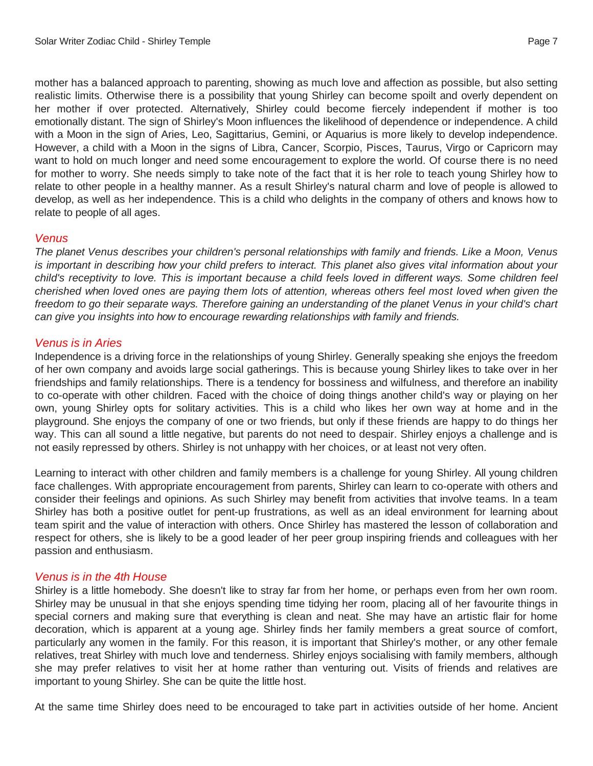mother has a balanced approach to parenting, showing as much love and affection as possible, but also setting realistic limits. Otherwise there is a possibility that young Shirley can become spoilt and overly dependent on her mother if over protected. Alternatively, Shirley could become fiercely independent if mother is too emotionally distant. The sign of Shirley's Moon influences the likelihood of dependence or independence. A child with a Moon in the sign of Aries, Leo, Sagittarius, Gemini, or Aquarius is more likely to develop independence. However, a child with a Moon in the signs of Libra, Cancer, Scorpio, Pisces, Taurus, Virgo or Capricorn may want to hold on much longer and need some encouragement to explore the world. Of course there is no need for mother to worry. She needs simply to take note of the fact that it is her role to teach young Shirley how to relate to other people in a healthy manner. As a result Shirley's natural charm and love of people is allowed to develop, as well as her independence. This is a child who delights in the company of others and knows how to relate to people of all ages.

## *Venus*

*The planet Venus describes your children's personal relationships with family and friends. Like a Moon, Venus is important in describing how your child prefers to interact. This planet also gives vital information about your child's receptivity to love. This is important because a child feels loved in different ways. Some children feel cherished when loved ones are paying them lots of attention, whereas others feel most loved when given the freedom to go their separate ways. Therefore gaining an understanding of the planet Venus in your child's chart can give you insights into how to encourage rewarding relationships with family and friends.*

### *Venus is in Aries*

Independence is a driving force in the relationships of young Shirley. Generally speaking she enjoys the freedom of her own company and avoids large social gatherings. This is because young Shirley likes to take over in her friendships and family relationships. There is a tendency for bossiness and wilfulness, and therefore an inability to co-operate with other children. Faced with the choice of doing things another child's way or playing on her own, young Shirley opts for solitary activities. This is a child who likes her own way at home and in the playground. She enjoys the company of one or two friends, but only if these friends are happy to do things her way. This can all sound a little negative, but parents do not need to despair. Shirley enjoys a challenge and is not easily repressed by others. Shirley is not unhappy with her choices, or at least not very often.

Learning to interact with other children and family members is a challenge for young Shirley. All young children face challenges. With appropriate encouragement from parents, Shirley can learn to co-operate with others and consider their feelings and opinions. As such Shirley may benefit from activities that involve teams. In a team Shirley has both a positive outlet for pent-up frustrations, as well as an ideal environment for learning about team spirit and the value of interaction with others. Once Shirley has mastered the lesson of collaboration and respect for others, she is likely to be a good leader of her peer group inspiring friends and colleagues with her passion and enthusiasm.

### *Venus is in the 4th House*

Shirley is a little homebody. She doesn't like to stray far from her home, or perhaps even from her own room. Shirley may be unusual in that she enjoys spending time tidying her room, placing all of her favourite things in special corners and making sure that everything is clean and neat. She may have an artistic flair for home decoration, which is apparent at a young age. Shirley finds her family members a great source of comfort, particularly any women in the family. For this reason, it is important that Shirley's mother, or any other female relatives, treat Shirley with much love and tenderness. Shirley enjoys socialising with family members, although she may prefer relatives to visit her at home rather than venturing out. Visits of friends and relatives are important to young Shirley. She can be quite the little host.

At the same time Shirley does need to be encouraged to take part in activities outside of her home. Ancient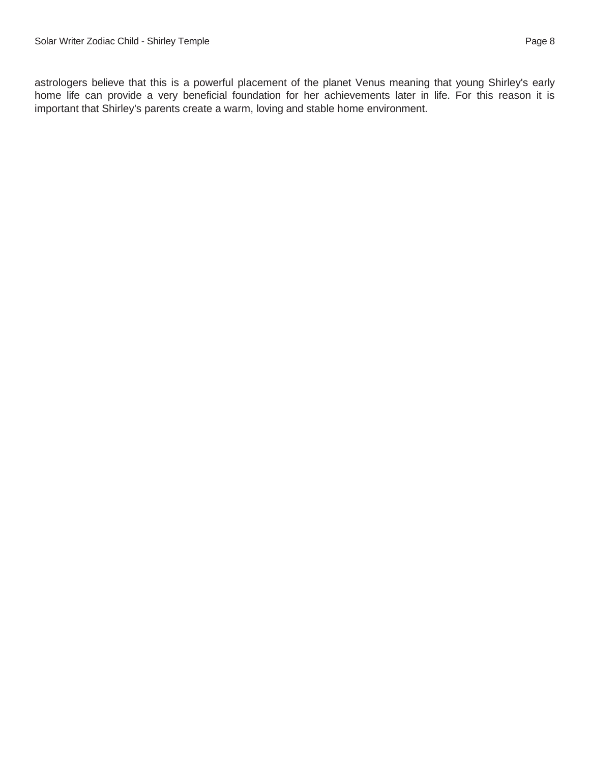astrologers believe that this is a powerful placement of the planet Venus meaning that young Shirley's early home life can provide a very beneficial foundation for her achievements later in life. For this reason it is important that Shirley's parents create a warm, loving and stable home environment.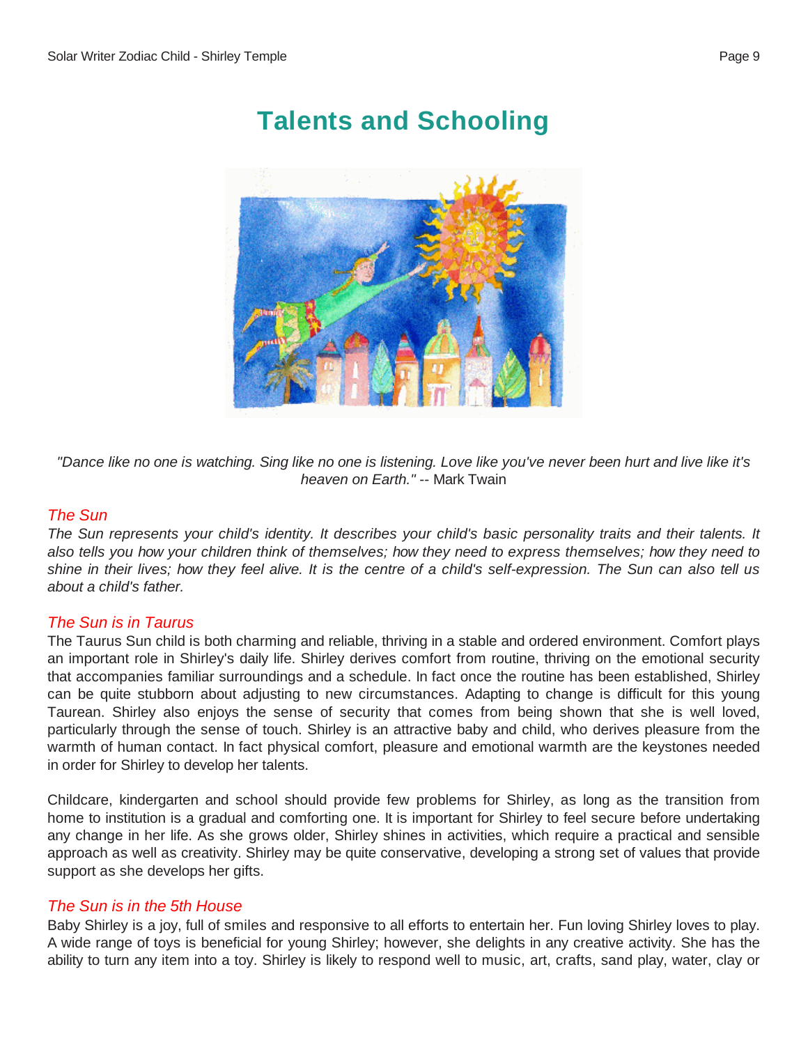# Talents and Schooling

*"Dance like no one is watching. Sing like no one is listening. Love like you've never been hurt and live like it's heaven on Earth."* -- Mark Twain

### *The Sun*

*The Sun represents your child's identity. It describes your child's basic personality traits and their talents. It also tells you how your children think of themselves; how they need to express themselves; how they need to shine in their lives; how they feel alive. It is the centre of a child's self-expression. The Sun can also tell us about a child's father.*

### *The Sun is in Taurus*

The Taurus Sun child is both charming and reliable, thriving in a stable and ordered environment. Comfort plays an important role in Shirley's daily life. Shirley derives comfort from routine, thriving on the emotional security that accompanies familiar surroundings and a schedule. In fact once the routine has been established, Shirley can be quite stubborn about adjusting to new circumstances. Adapting to change is difficult for this young Taurean. Shirley also enjoys the sense of security that comes from being shown that she is well loved, particularly through the sense of touch. Shirley is an attractive baby and child, who derives pleasure from the warmth of human contact. In fact physical comfort, pleasure and emotional warmth are the keystones needed in order for Shirley to develop her talents.

Childcare, kindergarten and school should provide few problems for Shirley, as long as the transition from home to institution is a gradual and comforting one. It is important for Shirley to feel secure before undertaking any change in her life. As she grows older, Shirley shines in activities, which require a practical and sensible approach as well as creativity. Shirley may be quite conservative, developing a strong set of values that provide support as she develops her gifts.

### *The Sun is in the 5th House*

Baby Shirley is a joy, full of smiles and responsive to all efforts to entertain her. Fun loving Shirley loves to play. A wide range of toys is beneficial for young Shirley; however, she delights in any creative activity. She has the ability to turn any item into a toy. Shirley is likely to respond well to music, art, crafts, sand play, water, clay or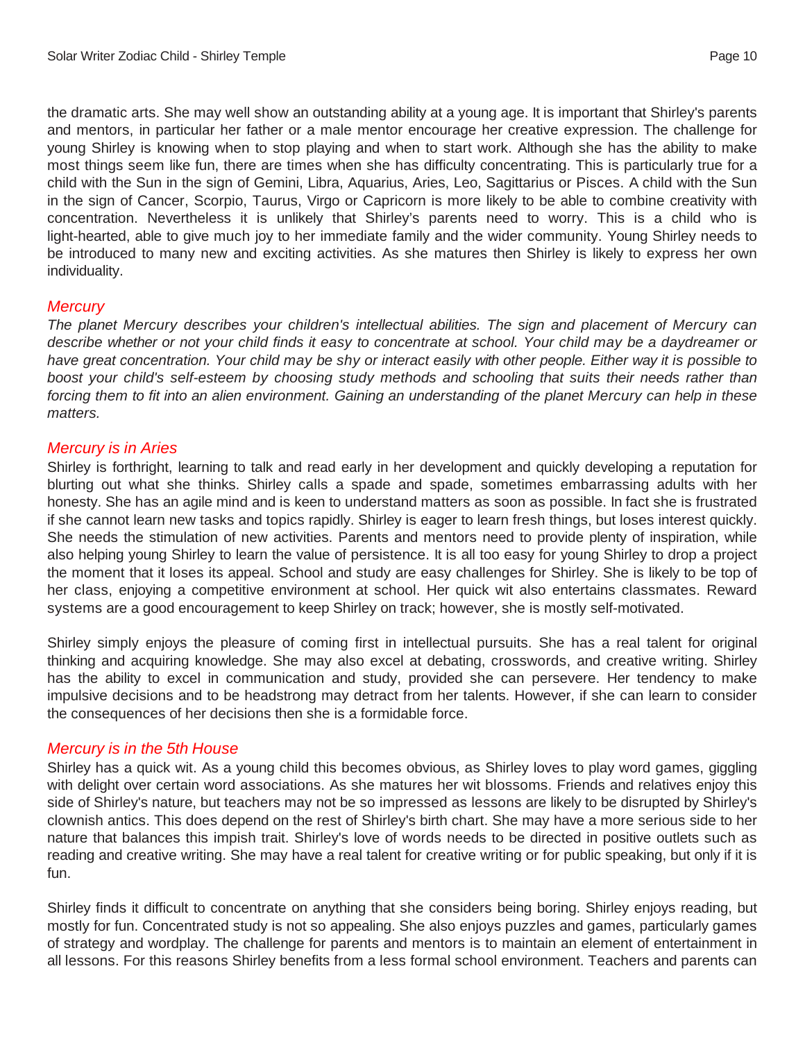the dramatic arts. She may well show an outstanding ability at a young age. It is important that Shirley's parents and mentors, in particular her father or a male mentor encourage her creative expression. The challenge for young Shirley is knowing when to stop playing and when to start work. Although she has the ability to make most things seem like fun, there are times when she has difficulty concentrating. This is particularly true for a child with the Sun in the sign of Gemini, Libra, Aquarius, Aries, Leo, Sagittarius or Pisces. A child with the Sun in the sign of Cancer, Scorpio, Taurus, Virgo or Capricorn is more likely to be able to combine creativity with concentration. Nevertheless it is unlikely that Shirley's parents need to worry. This is a child who is light-hearted, able to give much joy to her immediate family and the wider community. Young Shirley needs to be introduced to many new and exciting activities. As she matures then Shirley is likely to express her own individuality.

### Mercury

*The planet Mercury describes your children's intellectual abilities. The sign and placement of Mercury can describe whether or not your child finds it easy to concentrate at school. Your child may be a daydreamer or have great concentration. Your child may be shy or interact easily with other people. Either way it is possible to boost your child's self-esteem by choosing study methods and schooling that suits their needs rather than forcing them to fit into an alien environment. Gaining an understanding of the planet Mercury can help in these matters.*

### Mercury is in Aries

Shirley is forthright, learning to talk and read early in her development and quickly developing a reputation for blurting out what she thinks. Shirley calls a spade and spade, sometimes embarrassing adults with her honesty. She has an agile mind and is keen to understand matters as soon as possible. In fact she is frustrated if she cannot learn new tasks and topics rapidly. Shirley is eager to learn fresh things, but loses interest quickly. She needs the stimulation of new activities. Parents and mentors need to provide plenty of inspiration, while also helping young Shirley to learn the value of persistence. It is all too easy for young Shirley to drop a project the moment that it loses its appeal. School and study are easy challenges for Shirley. She is likely to be top of her class, enjoying a competitive environment at school. Her quick wit also entertains classmates. Reward systems are a good encouragement to keep Shirley on track; however, she is mostly self-motivated.

Shirley simply enjoys the pleasure of coming first in intellectual pursuits. She has a real talent for original thinking and acquiring knowledge. She may also excel at debating, crosswords, and creative writing. Shirley has the ability to excel in communication and study, provided she can persevere. Her tendency to make impulsive decisions and to be headstrong may detract from her talents. However, if she can learn to consider the consequences of her decisions then she is a formidable force.

### Mercury is in the 5th House

Shirley has a quick wit. As a young child this becomes obvious, as Shirley loves to play word games, giggling with delight over certain word associations. As she matures her wit blossoms. Friends and relatives enjoy this side of Shirley's nature, but teachers may not be so impressed as lessons are likely to be disrupted by Shirley's clownish antics. This does depend on the rest of Shirley's birth chart. She may have a more serious side to her nature that balances this impish trait. Shirley's love of words needs to be directed in positive outlets such as reading and creative writing. She may have a real talent for creative writing or for public speaking, but only if it is fun.

Shirley finds it difficult to concentrate on anything that she considers being boring. Shirley enjoys reading, but mostly for fun. Concentrated study is not so appealing. She also enjoys puzzles and games, particularly games of strategy and wordplay. The challenge for parents and mentors is to maintain an element of entertainment in all lessons. For this reasons Shirley benefits from a less formal school environment. Teachers and parents can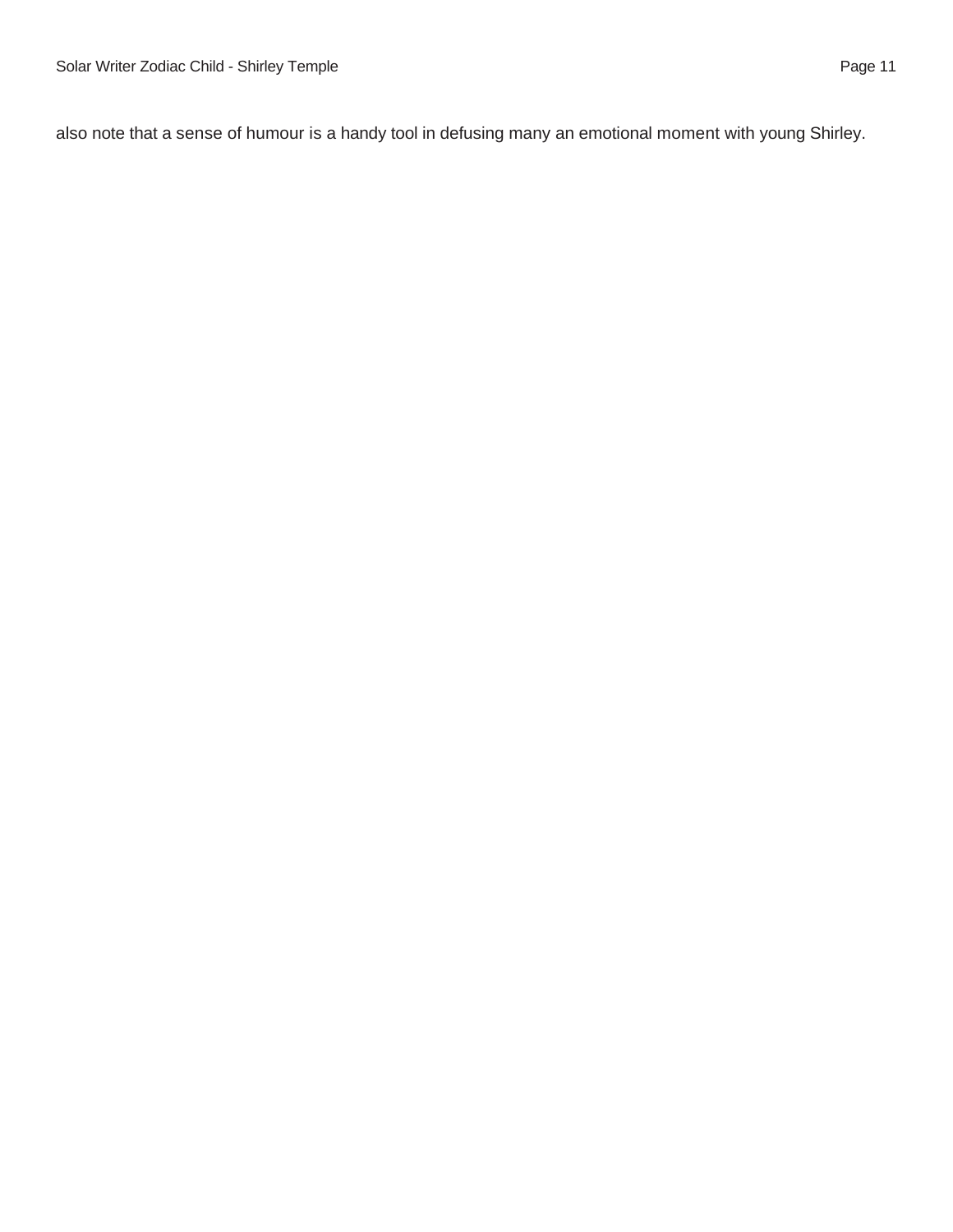also note that a sense of humour is a handy tool in defusing many an emotional moment with young Shirley.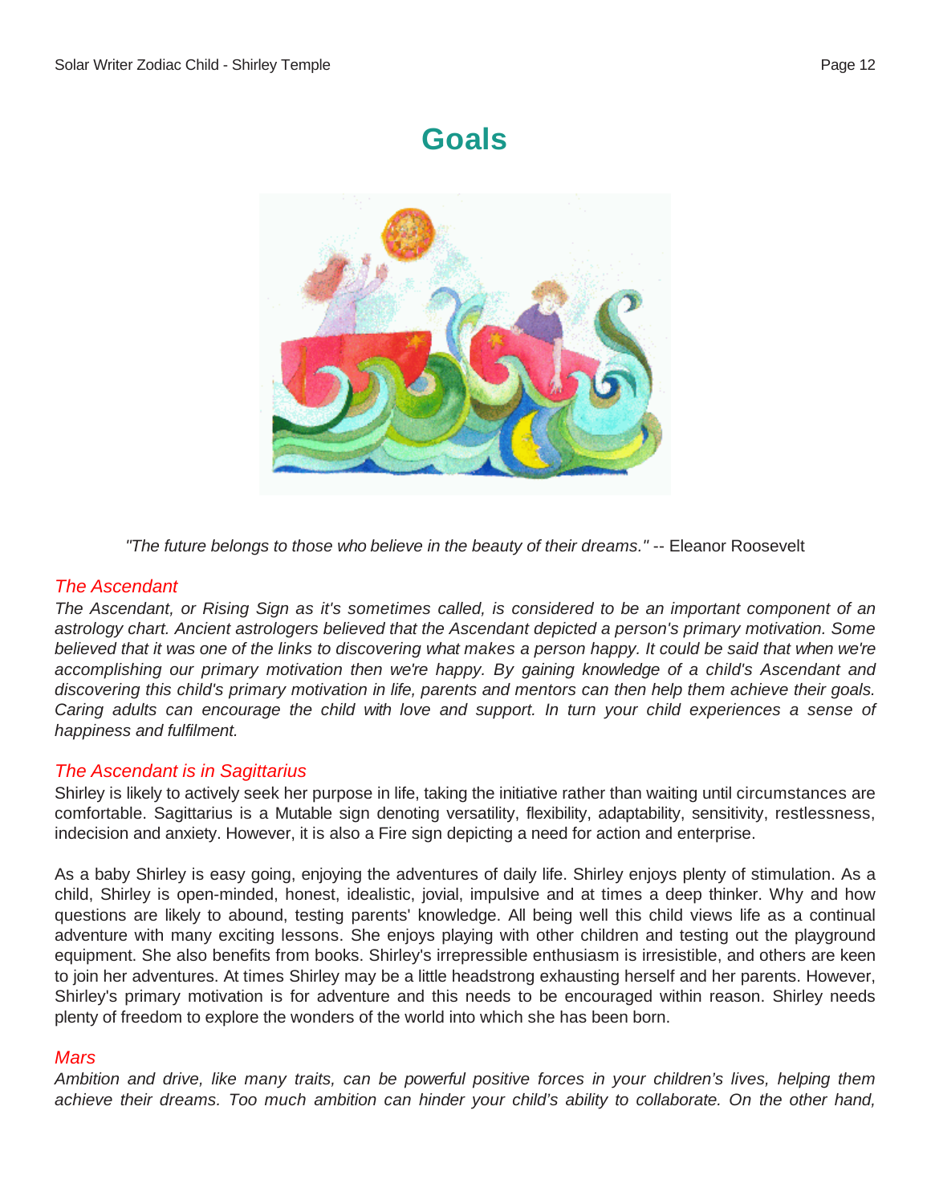# Goals

*"The future belongs to those who believe in the beauty of their dreams."* -- Eleanor Roosevelt

### *The Ascendant*

*The Ascendant, or Rising Sign as it's sometimes called, is considered to be an important component of an astrology chart. Ancient astrologers believed that the Ascendant depicted a person's primary motivation. Some believed that it was one of the links to discovering what makes a person happy. It could be said that when we're accomplishing our primary motivation then we're happy. By gaining knowledge of a child's Ascendant and discovering this child's primary motivation in life, parents and mentors can then help them achieve their goals. Caring adults can encourage the child with love and support. In turn your child experiences a sense of happiness and fulfilment.*

### *The Ascendant is in Sagittarius*

Shirley is likely to actively seek her purpose in life, taking the initiative rather than waiting until circumstances are comfortable. Sagittarius is a Mutable sign denoting versatility, flexibility, adaptability, sensitivity, restlessness, indecision and anxiety. However, it is also a Fire sign depicting a need for action and enterprise.

As a baby Shirley is easy going, enjoying the adventures of daily life. Shirley enjoys plenty of stimulation. As a child, Shirley is open-minded, honest, idealistic, jovial, impulsive and at times a deep thinker. Why and how questions are likely to abound, testing parents' knowledge. All being well this child views life as a continual adventure with many exciting lessons. She enjoys playing with other children and testing out the playground equipment. She also benefits from books. Shirley's irrepressible enthusiasm is irresistible, and others are keen to join her adventures. At times Shirley may be a little headstrong exhausting herself and her parents. However, Shirley's primary motivation is for adventure and this needs to be encouraged within reason. Shirley needs plenty of freedom to explore the wonders of the world into which she has been born.

### *Mars*

*Ambition and drive, like many traits, can be powerful positive forces in your children's lives, helping them achieve their dreams. Too much ambition can hinder your child's ability to collaborate. On the other hand,*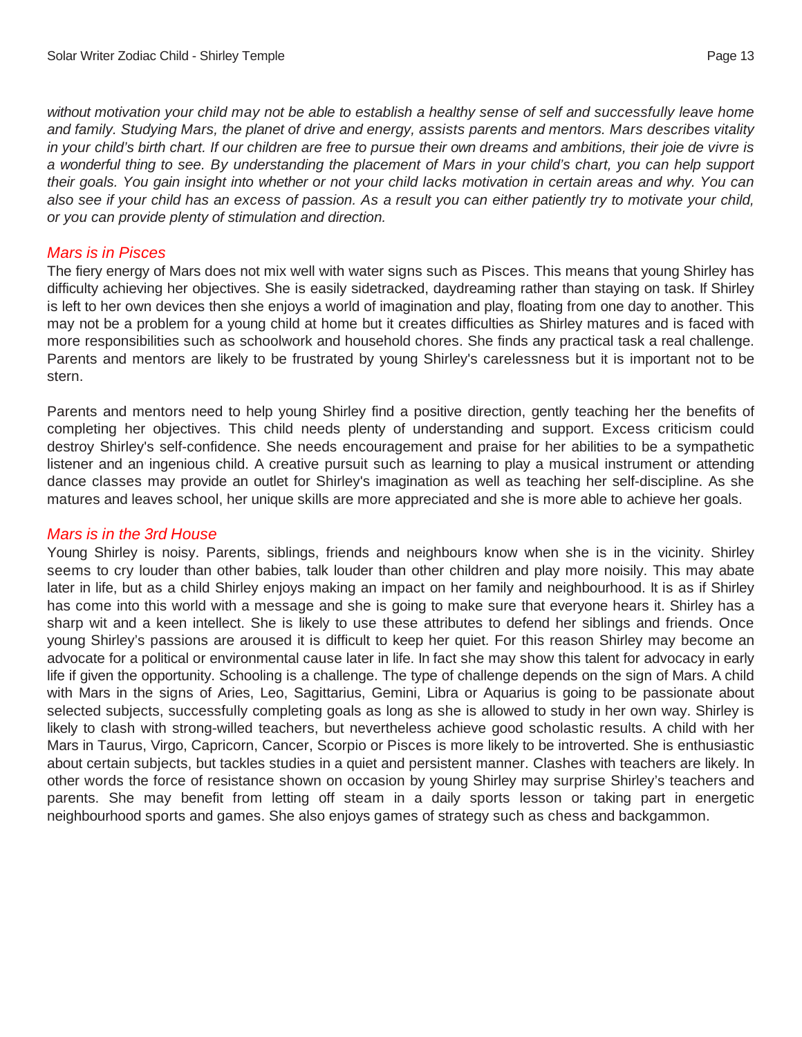*without motivation your child may not be able to establish a healthy sense of self and successfully leave home and family. Studying Mars, the planet of drive and energy, assists parents and mentors. Mars describes vitality in your child's birth chart. If our children are free to pursue their own dreams and ambitions, their joie de vivre is a wonderful thing to see. By understanding the placement of Mars in your child's chart, you can help support their goals. You gain insight into whether or not your child lacks motivation in certain areas and why. You can also see if your child has an excess of passion. As a result you can either patiently try to motivate your child, or you can provide plenty of stimulation and direction.*

### *Mars is in Pisces*

The fiery energy of Mars does not mix well with water signs such as Pisces. This means that young Shirley has difficulty achieving her objectives. She is easily sidetracked, daydreaming rather than staying on task. If Shirley is left to her own devices then she enjoys a world of imagination and play, floating from one day to another. This may not be a problem for a young child at home but it creates difficulties as Shirley matures and is faced with more responsibilities such as schoolwork and household chores. She finds any practical task a real challenge. Parents and mentors are likely to be frustrated by young Shirley's carelessness but it is important not to be stern.

Parents and mentors need to help young Shirley find a positive direction, gently teaching her the benefits of completing her objectives. This child needs plenty of understanding and support. Excess criticism could destroy Shirley's self-confidence. She needs encouragement and praise for her abilities to be a sympathetic listener and an ingenious child. A creative pursuit such as learning to play a musical instrument or attending dance classes may provide an outlet for Shirley's imagination as well as teaching her self-discipline. As she matures and leaves school, her unique skills are more appreciated and she is more able to achieve her goals.

### *Mars is in the 3rd House*

Young Shirley is noisy. Parents, siblings, friends and neighbours know when she is in the vicinity. Shirley seems to cry louder than other babies, talk louder than other children and play more noisily. This may abate later in life, but as a child Shirley enjoys making an impact on her family and neighbourhood. It is as if Shirley has come into this world with a message and she is going to make sure that everyone hears it. Shirley has a sharp wit and a keen intellect. She is likely to use these attributes to defend her siblings and friends. Once young Shirley's passions are aroused it is difficult to keep her quiet. For this reason Shirley may become an advocate for a political or environmental cause later in life. In fact she may show this talent for advocacy in early life if given the opportunity. Schooling is a challenge. The type of challenge depends on the sign of Mars. A child with Mars in the signs of Aries, Leo, Sagittarius, Gemini, Libra or Aquarius is going to be passionate about selected subjects, successfully completing goals as long as she is allowed to study in her own way. Shirley is likely to clash with strong-willed teachers, but nevertheless achieve good scholastic results. A child with her Mars in Taurus, Virgo, Capricorn, Cancer, Scorpio or Pisces is more likely to be introverted. She is enthusiastic about certain subjects, but tackles studies in a quiet and persistent manner. Clashes with teachers are likely. In other words the force of resistance shown on occasion by young Shirley may surprise Shirley's teachers and parents. She may benefit from letting off steam in a daily sports lesson or taking part in energetic neighbourhood sports and games. She also enjoys games of strategy such as chess and backgammon.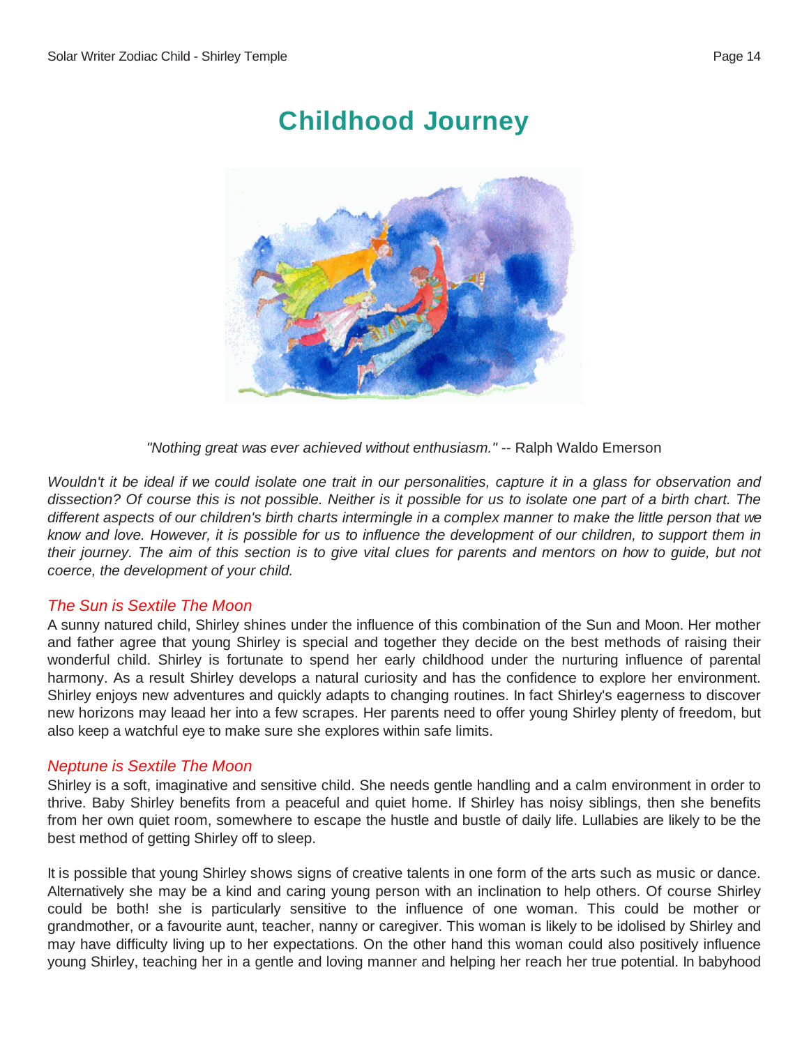# Childhood Journey

*"Nothing great was ever achieved without enthusiasm."* -- Ralph Waldo Emerson

*Wouldn't it be ideal if we could isolate one trait in our personalities, capture it in a glass for observation and dissection? Of course this is not possible. Neither is it possible for us to isolate one part of a birth chart. The different aspects of our children's birth charts intermingle in a complex manner to make the little person that we know and love. However, it is possible for us to influence the development of our children, to support them in their journey. The aim of this section is to give vital clues for parents and mentors on how to guide, but not coerce, the development of your child.*

### *The Sun is Sextile The Moon*

A sunny natured child, Shirley shines under the influence of this combination of the Sun and Moon. Her mother and father agree that young Shirley is special and together they decide on the best methods of raising their wonderful child. Shirley is fortunate to spend her early childhood under the nurturing influence of parental harmony. As a result Shirley develops a natural curiosity and has the confidence to explore her environment. Shirley enjoys new adventures and quickly adapts to changing routines. In fact Shirley's eagerness to discover new horizons may leaad her into a few scrapes. Her parents need to offer young Shirley plenty of freedom, but also keep a watchful eye to make sure she explores within safe limits.

### *Neptune is Sextile The Moon*

Shirley is a soft, imaginative and sensitive child. She needs gentle handling and a calm environment in order to thrive. Baby Shirley benefits from a peaceful and quiet home. If Shirley has noisy siblings, then she benefits from her own quiet room, somewhere to escape the hustle and bustle of daily life. Lullabies are likely to be the best method of getting Shirley off to sleep.

It is possible that young Shirley shows signs of creative talents in one form of the arts such as music or dance. Alternatively she may be a kind and caring young person with an inclination to help others. Of course Shirley could be both! she is particularly sensitive to the influence of one woman. This could be mother or grandmother, or a favourite aunt, teacher, nanny or caregiver. This woman is likely to be idolised by Shirley and may have difficulty living up to her expectations. On the other hand this woman could also positively influence young Shirley, teaching her in a gentle and loving manner and helping her reach her true potential. In babyhood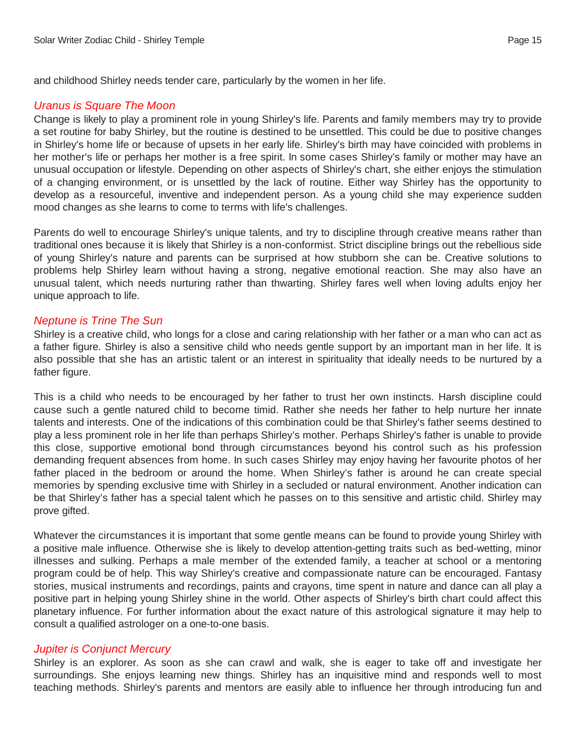and childhood Shirley needs tender care, particularly by the women in her life.

### *Uranus is Square The Moon*

Change is likely to play a prominent role in young Shirley's life. Parents and family members may try to provide a set routine for baby Shirley, but the routine is destined to be unsettled. This could be due to positive changes in Shirley's home life or because of upsets in her early life. Shirley's birth may have coincided with problems in her mother's life or perhaps her mother is a free spirit. In some cases Shirley's family or mother may have an unusual occupation or lifestyle. Depending on other aspects of Shirley's chart, she either enjoys the stimulation of a changing environment, or is unsettled by the lack of routine. Either way Shirley has the opportunity to develop as a resourceful, inventive and independent person. As a young child she may experience sudden mood changes as she learns to come to terms with life's challenges.

Parents do well to encourage Shirley's unique talents, and try to discipline through creative means rather than traditional ones because it is likely that Shirley is a non-conformist. Strict discipline brings out the rebellious side of young Shirley's nature and parents can be surprised at how stubborn she can be. Creative solutions to problems help Shirley learn without having a strong, negative emotional reaction. She may also have an unusual talent, which needs nurturing rather than thwarting. Shirley fares well when loving adults enjoy her unique approach to life.

### *Neptune is Trine The Sun*

Shirley is a creative child, who longs for a close and caring relationship with her father or a man who can act as a father figure. Shirley is also a sensitive child who needs gentle support by an important man in her life. It is also possible that she has an artistic talent or an interest in spirituality that ideally needs to be nurtured by a father figure.

This is a child who needs to be encouraged by her father to trust her own instincts. Harsh discipline could cause such a gentle natured child to become timid. Rather she needs her father to help nurture her innate talents and interests. One of the indications of this combination could be that Shirley's father seems destined to play a less prominent role in her life than perhaps Shirley's mother. Perhaps Shirley's father is unable to provide this close, supportive emotional bond through circumstances beyond his control such as his profession demanding frequent absences from home. In such cases Shirley may enjoy having her favourite photos of her father placed in the bedroom or around the home. When Shirley's father is around he can create special memories by spending exclusive time with Shirley in a secluded or natural environment. Another indication can be that Shirley's father has a special talent which he passes on to this sensitive and artistic child. Shirley may prove gifted.

Whatever the circumstances it is important that some gentle means can be found to provide young Shirley with a positive male influence. Otherwise she is likely to develop attention-getting traits such as bed-wetting, minor illnesses and sulking. Perhaps a male member of the extended family, a teacher at school or a mentoring program could be of help. This way Shirley's creative and compassionate nature can be encouraged. Fantasy stories, musical instruments and recordings, paints and crayons, time spent in nature and dance can all play a positive part in helping young Shirley shine in the world. Other aspects of Shirley's birth chart could affect this planetary influence. For further information about the exact nature of this astrological signature it may help to consult a qualified astrologer on a one-to-one basis.

### *Jupiter is Conjunct Mercury*

Shirley is an explorer. As soon as she can crawl and walk, she is eager to take off and investigate her surroundings. She enjoys learning new things. Shirley has an inquisitive mind and responds well to most teaching methods. Shirley's parents and mentors are easily able to influence her through introducing fun and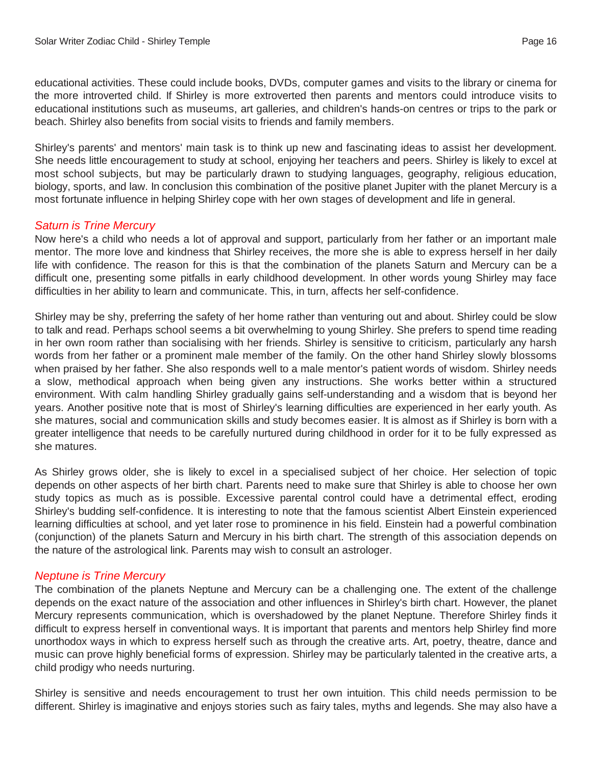educational activities. These could include books, DVDs, computer games and visits to the library or cinema for the more introverted child. If Shirley is more extroverted then parents and mentors could introduce visits to educational institutions such as museums, art galleries, and children's hands-on centres or trips to the park or beach. Shirley also benefits from social visits to friends and family members.

Shirley's parents' and mentors' main task is to think up new and fascinating ideas to assist her development. She needs little encouragement to study at school, enjoying her teachers and peers. Shirley is likely to excel at most school subjects, but may be particularly drawn to studying languages, geography, religious education, biology, sports, and law. In conclusion this combination of the positive planet Jupiter with the planet Mercury is a most fortunate influence in helping Shirley cope with her own stages of development and life in general.

### *Saturn is Trine Mercury*

Now here's a child who needs a lot of approval and support, particularly from her father or an important male mentor. The more love and kindness that Shirley receives, the more she is able to express herself in her daily life with confidence. The reason for this is that the combination of the planets Saturn and Mercury can be a difficult one, presenting some pitfalls in early childhood development. In other words young Shirley may face difficulties in her ability to learn and communicate. This, in turn, affects her self-confidence.

Shirley may be shy, preferring the safety of her home rather than venturing out and about. Shirley could be slow to talk and read. Perhaps school seems a bit overwhelming to young Shirley. She prefers to spend time reading in her own room rather than socialising with her friends. Shirley is sensitive to criticism, particularly any harsh words from her father or a prominent male member of the family. On the other hand Shirley slowly blossoms when praised by her father. She also responds well to a male mentor's patient words of wisdom. Shirley needs a slow, methodical approach when being given any instructions. She works better within a structured environment. With calm handling Shirley gradually gains self-understanding and a wisdom that is beyond her years. Another positive note that is most of Shirley's learning difficulties are experienced in her early youth. As she matures, social and communication skills and study becomes easier. It is almost as if Shirley is born with a greater intelligence that needs to be carefully nurtured during childhood in order for it to be fully expressed as she matures.

As Shirley grows older, she is likely to excel in a specialised subject of her choice. Her selection of topic depends on other aspects of her birth chart. Parents need to make sure that Shirley is able to choose her own study topics as much as is possible. Excessive parental control could have a detrimental effect, eroding Shirley's budding self-confidence. It is interesting to note that the famous scientist Albert Einstein experienced learning difficulties at school, and yet later rose to prominence in his field. Einstein had a powerful combination (conjunction) of the planets Saturn and Mercury in his birth chart. The strength of this association depends on the nature of the astrological link. Parents may wish to consult an astrologer.

### *Neptune is Trine Mercury*

The combination of the planets Neptune and Mercury can be a challenging one. The extent of the challenge depends on the exact nature of the association and other influences in Shirley's birth chart. However, the planet Mercury represents communication, which is overshadowed by the planet Neptune. Therefore Shirley finds it difficult to express herself in conventional ways. It is important that parents and mentors help Shirley find more unorthodox ways in which to express herself such as through the creative arts. Art, poetry, theatre, dance and music can prove highly beneficial forms of expression. Shirley may be particularly talented in the creative arts, a child prodigy who needs nurturing.

Shirley is sensitive and needs encouragement to trust her own intuition. This child needs permission to be different. Shirley is imaginative and enjoys stories such as fairy tales, myths and legends. She may also have a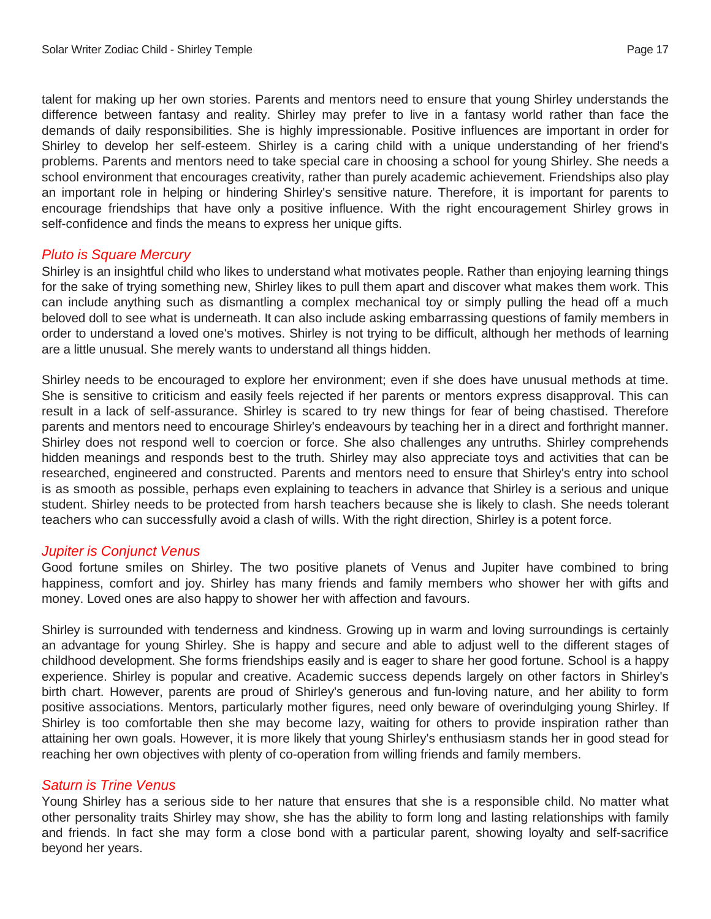talent for making up her own stories. Parents and mentors need to ensure that young Shirley understands the difference between fantasy and reality. Shirley may prefer to live in a fantasy world rather than face the demands of daily responsibilities. She is highly impressionable. Positive influences are important in order for Shirley to develop her self-esteem. Shirley is a caring child with a unique understanding of her friend's problems. Parents and mentors need to take special care in choosing a school for young Shirley. She needs a school environment that encourages creativity, rather than purely academic achievement. Friendships also play an important role in helping or hindering Shirley's sensitive nature. Therefore, it is important for parents to encourage friendships that have only a positive influence. With the right encouragement Shirley grows in self-confidence and finds the means to express her unique gifts.

### *Pluto is Square Mercury*

Shirley is an insightful child who likes to understand what motivates people. Rather than enjoying learning things for the sake of trying something new, Shirley likes to pull them apart and discover what makes them work. This can include anything such as dismantling a complex mechanical toy or simply pulling the head off a much beloved doll to see what is underneath. It can also include asking embarrassing questions of family members in order to understand a loved one's motives. Shirley is not trying to be difficult, although her methods of learning are a little unusual. She merely wants to understand all things hidden.

Shirley needs to be encouraged to explore her environment; even if she does have unusual methods at time. She is sensitive to criticism and easily feels rejected if her parents or mentors express disapproval. This can result in a lack of self-assurance. Shirley is scared to try new things for fear of being chastised. Therefore parents and mentors need to encourage Shirley's endeavours by teaching her in a direct and forthright manner. Shirley does not respond well to coercion or force. She also challenges any untruths. Shirley comprehends hidden meanings and responds best to the truth. Shirley may also appreciate toys and activities that can be researched, engineered and constructed. Parents and mentors need to ensure that Shirley's entry into school is as smooth as possible, perhaps even explaining to teachers in advance that Shirley is a serious and unique student. Shirley needs to be protected from harsh teachers because she is likely to clash. She needs tolerant teachers who can successfully avoid a clash of wills. With the right direction, Shirley is a potent force.

### *Jupiter is Conjunct Venus*

Good fortune smiles on Shirley. The two positive planets of Venus and Jupiter have combined to bring happiness, comfort and joy. Shirley has many friends and family members who shower her with gifts and money. Loved ones are also happy to shower her with affection and favours.

Shirley is surrounded with tenderness and kindness. Growing up in warm and loving surroundings is certainly an advantage for young Shirley. She is happy and secure and able to adjust well to the different stages of childhood development. She forms friendships easily and is eager to share her good fortune. School is a happy experience. Shirley is popular and creative. Academic success depends largely on other factors in Shirley's birth chart. However, parents are proud of Shirley's generous and fun-loving nature, and her ability to form positive associations. Mentors, particularly mother figures, need only beware of overindulging young Shirley. If Shirley is too comfortable then she may become lazy, waiting for others to provide inspiration rather than attaining her own goals. However, it is more likely that young Shirley's enthusiasm stands her in good stead for reaching her own objectives with plenty of co-operation from willing friends and family members.

### *Saturn is Trine Venus*

Young Shirley has a serious side to her nature that ensures that she is a responsible child. No matter what other personality traits Shirley may show, she has the ability to form long and lasting relationships with family and friends. In fact she may form a close bond with a particular parent, showing loyalty and self-sacrifice beyond her years.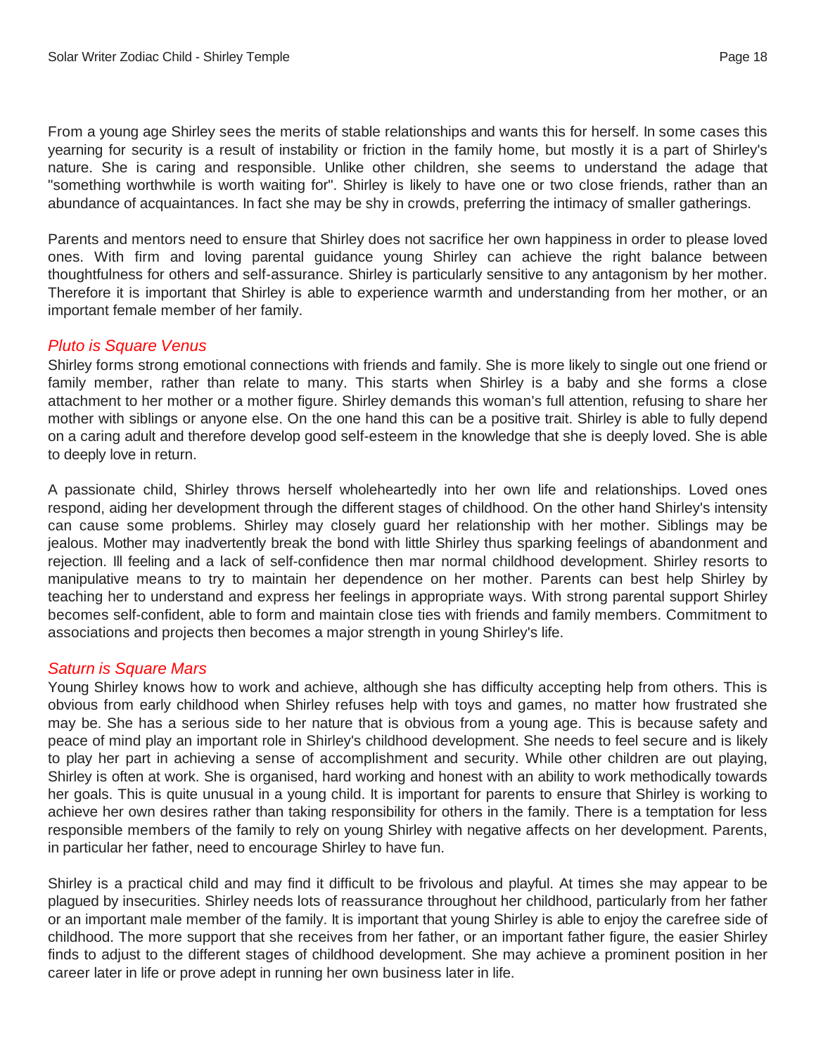From a young age Shirley sees the merits of stable relationships and wants this for herself. In some cases this yearning for security is a result of instability or friction in the family home, but mostly it is a part of Shirley's nature. She is caring and responsible. Unlike other children, she seems to understand the adage that "something worthwhile is worth waiting for". Shirley is likely to have one or two close friends, rather than an abundance of acquaintances. In fact she may be shy in crowds, preferring the intimacy of smaller gatherings.

Parents and mentors need to ensure that Shirley does not sacrifice her own happiness in order to please loved ones. With firm and loving parental guidance young Shirley can achieve the right balance between thoughtfulness for others and self-assurance. Shirley is particularly sensitive to any antagonism by her mother. Therefore it is important that Shirley is able to experience warmth and understanding from her mother, or an important female member of her family.

### *Pluto is Square Venus*

Shirley forms strong emotional connections with friends and family. She is more likely to single out one friend or family member, rather than relate to many. This starts when Shirley is a baby and she forms a close attachment to her mother or a mother figure. Shirley demands this woman's full attention, refusing to share her mother with siblings or anyone else. On the one hand this can be a positive trait. Shirley is able to fully depend on a caring adult and therefore develop good self-esteem in the knowledge that she is deeply loved. She is able to deeply love in return.

A passionate child, Shirley throws herself wholeheartedly into her own life and relationships. Loved ones respond, aiding her development through the different stages of childhood. On the other hand Shirley's intensity can cause some problems. Shirley may closely guard her relationship with her mother. Siblings may be jealous. Mother may inadvertently break the bond with little Shirley thus sparking feelings of abandonment and rejection. Ill feeling and a lack of self-confidence then mar normal childhood development. Shirley resorts to manipulative means to try to maintain her dependence on her mother. Parents can best help Shirley by teaching her to understand and express her feelings in appropriate ways. With strong parental support Shirley becomes self-confident, able to form and maintain close ties with friends and family members. Commitment to associations and projects then becomes a major strength in young Shirley's life.

### *Saturn is Square Mars*

Young Shirley knows how to work and achieve, although she has difficulty accepting help from others. This is obvious from early childhood when Shirley refuses help with toys and games, no matter how frustrated she may be. She has a serious side to her nature that is obvious from a young age. This is because safety and peace of mind play an important role in Shirley's childhood development. She needs to feel secure and is likely to play her part in achieving a sense of accomplishment and security. While other children are out playing, Shirley is often at work. She is organised, hard working and honest with an ability to work methodically towards her goals. This is quite unusual in a young child. It is important for parents to ensure that Shirley is working to achieve her own desires rather than taking responsibility for others in the family. There is a temptation for less responsible members of the family to rely on young Shirley with negative affects on her development. Parents, in particular her father, need to encourage Shirley to have fun.

Shirley is a practical child and may find it difficult to be frivolous and playful. At times she may appear to be plagued by insecurities. Shirley needs lots of reassurance throughout her childhood, particularly from her father or an important male member of the family. It is important that young Shirley is able to enjoy the carefree side of childhood. The more support that she receives from her father, or an important father figure, the easier Shirley finds to adjust to the different stages of childhood development. She may achieve a prominent position in her career later in life or prove adept in running her own business later in life.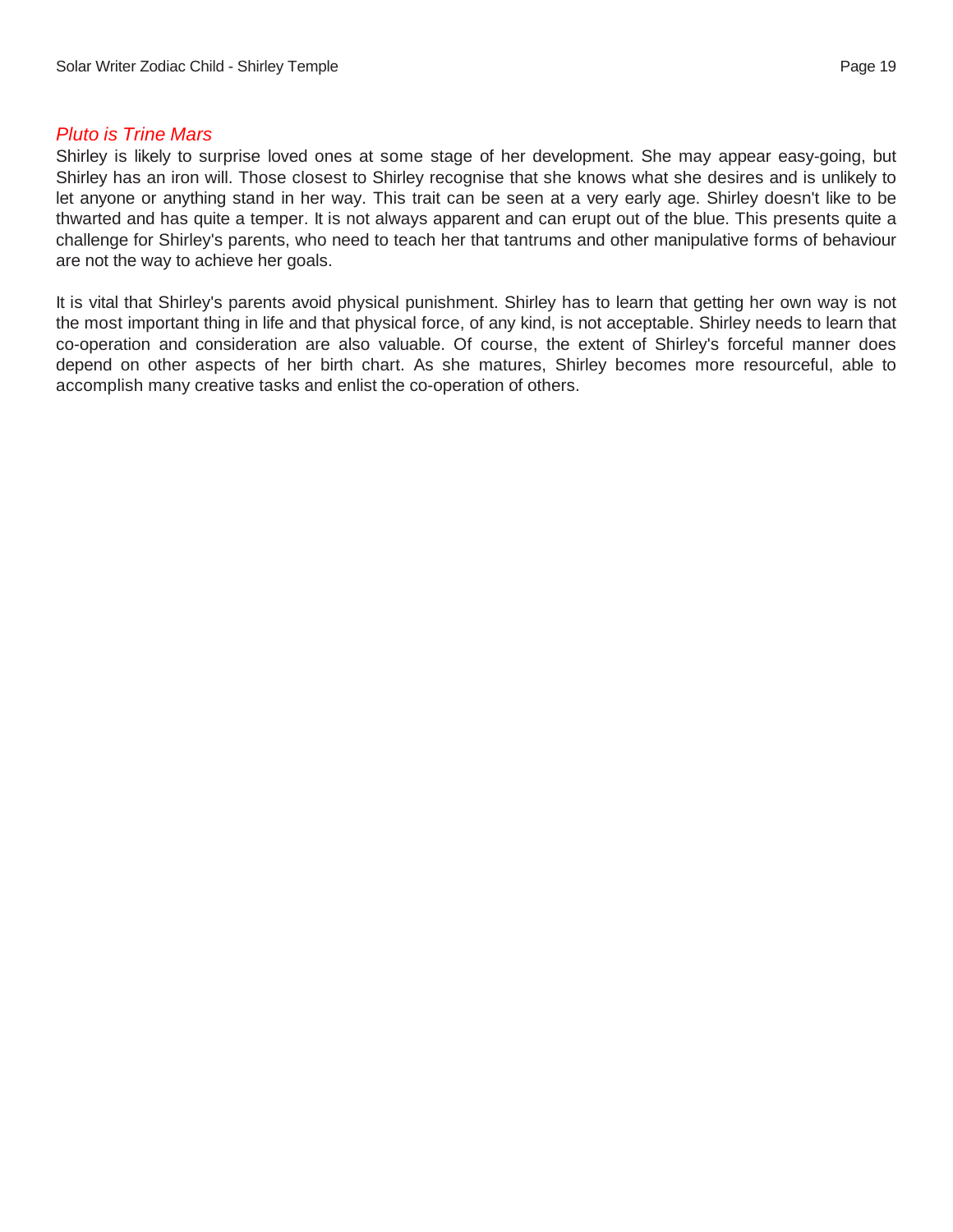### *Pluto is Trine Mars*

Shirley is likely to surprise loved ones at some stage of her development. She may appear easy-going, but Shirley has an iron will. Those closest to Shirley recognise that she knows what she desires and is unlikely to let anyone or anything stand in her way. This trait can be seen at a very early age. Shirley doesn't like to be thwarted and has quite a temper. It is not always apparent and can erupt out of the blue. This presents quite a challenge for Shirley's parents, who need to teach her that tantrums and other manipulative forms of behaviour are not the way to achieve her goals.

It is vital that Shirley's parents avoid physical punishment. Shirley has to learn that getting her own way is not the most important thing in life and that physical force, of any kind, is not acceptable. Shirley needs to learn that co-operation and consideration are also valuable. Of course, the extent of Shirley's forceful manner does depend on other aspects of her birth chart. As she matures, Shirley becomes more resourceful, able to accomplish many creative tasks and enlist the co-operation of others.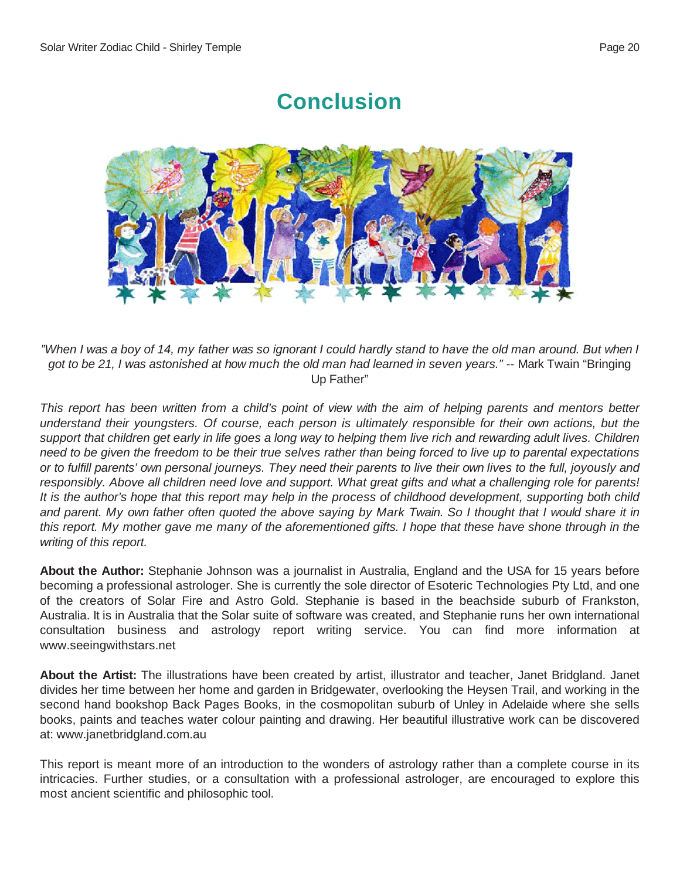# Conclusion

*"When I was a boy of 14, my father was so ignorant I could hardly stand to have the old man around. But when I got to be 21, I was astonished at how much the old man had learned in seven years."* -- Mark Twain "Bringing Up Father"

*This report has been written from a child's point of view with the aim of helping parents and mentors better understand their youngsters. Of course, each person is ultimately responsible for their own actions, but the support that children get early in life goes a long way to helping them live rich and rewarding adult lives. Children need to be given the freedom to be their true selves rather than being forced to live up to parental expectations or to fulfill parents' own personal journeys. They need their parents to live their own lives to the full, joyously and responsibly. Above all children need love and support. What great gifts and what a challenging role for parents! It is the author's hope that this report may help in the process of childhood development, supporting both child and parent. My own father often quoted the above saying by Mark Twain. So I thought that I would share it in this report. My mother gave me many of the aforementioned gifts. I hope that these have shone through in the writing of this report.*

**About the Author:** Stephanie Johnson was a journalist in Australia, England and the USA for 15 years before becoming a professional astrologer. She is currently the sole director of Esoteric Technologies Pty Ltd, and one of the creators of Solar Fire and Astro Gold. Stephanie is based in the beachside suburb of Frankston, Australia. It is in Australia that the Solar suite of software was created, and Stephanie runs her own international consultation business and astrology report writing service. You can find more information at www.seeingwithstars.net

**About the Artist:** The illustrations have been created by artist, illustrator and teacher, Janet Bridgland. Janet divides her time between her home and garden in Bridgewater, overlooking the Heysen Trail, and working in the second hand bookshop Back Pages Books, in the cosmopolitan suburb of Unley in Adelaide where she sells books, paints and teaches water colour painting and drawing. Her beautiful illustrative work can be discovered at: www.janetbridgland.com.au

This report is meant more of an introduction to the wonders of astrology rather than a complete course in its intricacies. Further studies, or a consultation with a professional astrologer, are encouraged to explore this most ancient scientific and philosophic tool.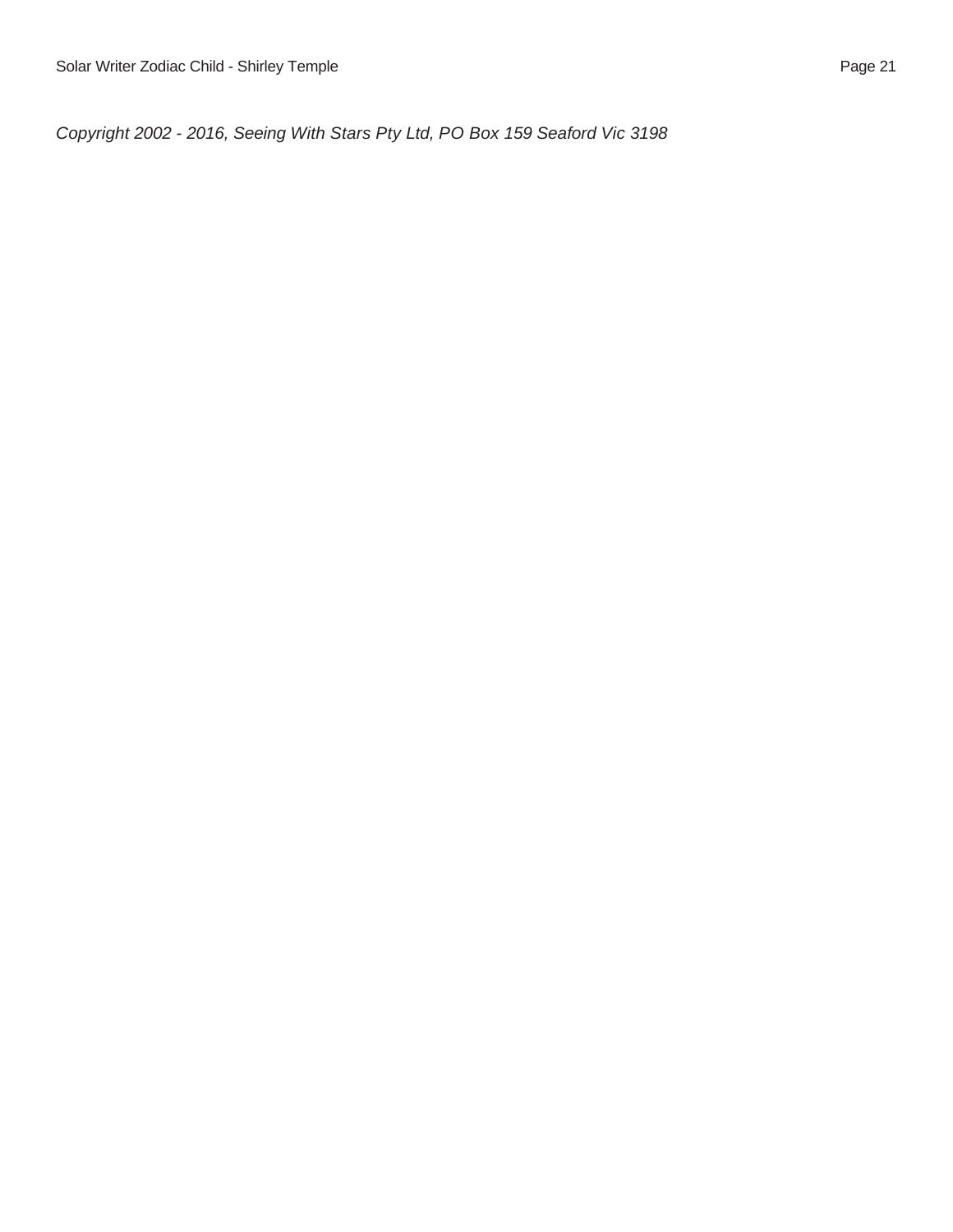*Copyright 2002 - 2016, Seeing With Stars Pty Ltd, PO Box 159 Seaford Vic 3198*